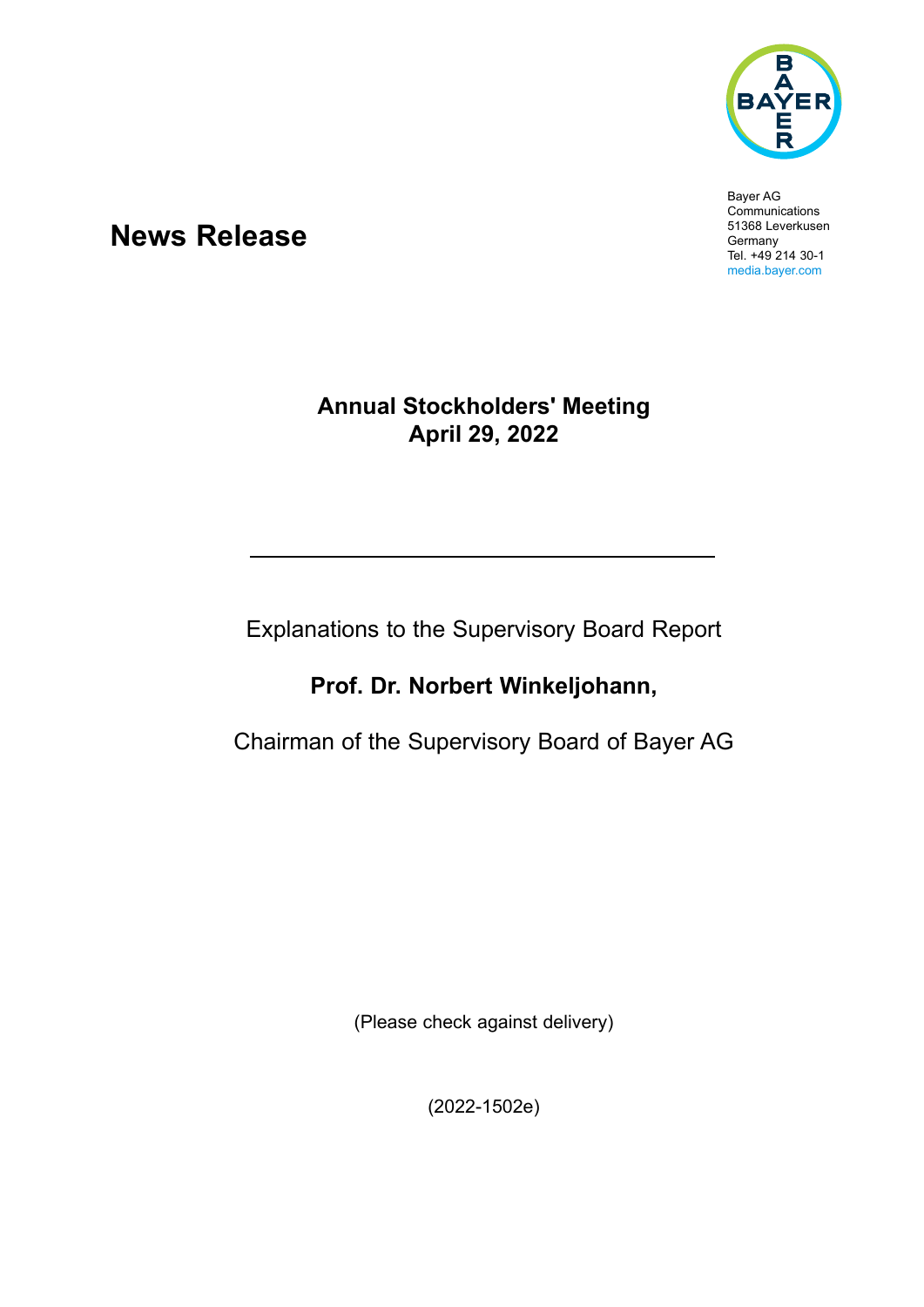Bayer AG
Communications
51368 Leverkusen
Germany
Tel. +49 214 30-1
media.bayer.com

# News Release

## Annual Stockholders' Meeting
## April 29, 2022

---

Explanations to the Supervisory Board Report

**Prof. Dr. Norbert Winkeljohann,**

Chairman of the Supervisory Board of Bayer AG

(Please check against delivery)

(2022-1502e)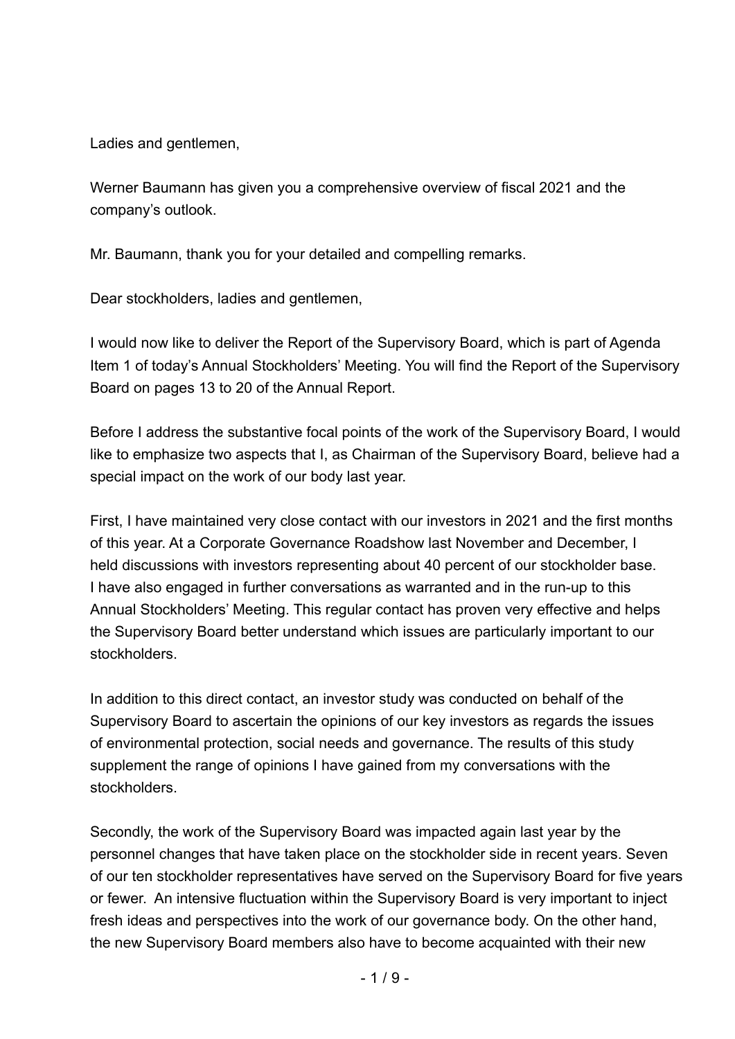Ladies and gentlemen,

Werner Baumann has given you a comprehensive overview of fiscal 2021 and the company's outlook.

Mr. Baumann, thank you for your detailed and compelling remarks.

Dear stockholders, ladies and gentlemen,

I would now like to deliver the Report of the Supervisory Board, which is part of Agenda Item 1 of today's Annual Stockholders' Meeting. You will find the Report of the Supervisory Board on pages 13 to 20 of the Annual Report.

Before I address the substantive focal points of the work of the Supervisory Board, I would like to emphasize two aspects that I, as Chairman of the Supervisory Board, believe had a special impact on the work of our body last year.

First, I have maintained very close contact with our investors in 2021 and the first months of this year. At a Corporate Governance Roadshow last November and December, I held discussions with investors representing about 40 percent of our stockholder base. I have also engaged in further conversations as warranted and in the run-up to this Annual Stockholders' Meeting. This regular contact has proven very effective and helps the Supervisory Board better understand which issues are particularly important to our stockholders.

In addition to this direct contact, an investor study was conducted on behalf of the Supervisory Board to ascertain the opinions of our key investors as regards the issues of environmental protection, social needs and governance. The results of this study supplement the range of opinions I have gained from my conversations with the stockholders.

Secondly, the work of the Supervisory Board was impacted again last year by the personnel changes that have taken place on the stockholder side in recent years. Seven of our ten stockholder representatives have served on the Supervisory Board for five years or fewer. An intensive fluctuation within the Supervisory Board is very important to inject fresh ideas and perspectives into the work of our governance body. On the other hand, the new Supervisory Board members also have to become acquainted with their new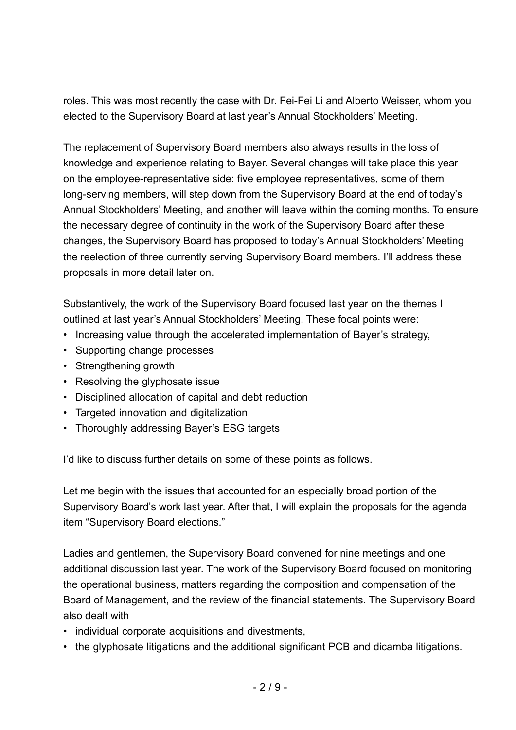roles. This was most recently the case with Dr. Fei-Fei Li and Alberto Weisser, whom you elected to the Supervisory Board at last year's Annual Stockholders' Meeting.

The replacement of Supervisory Board members also always results in the loss of knowledge and experience relating to Bayer. Several changes will take place this year on the employee-representative side: five employee representatives, some of them long-serving members, will step down from the Supervisory Board at the end of today's Annual Stockholders' Meeting, and another will leave within the coming months. To ensure the necessary degree of continuity in the work of the Supervisory Board after these changes, the Supervisory Board has proposed to today's Annual Stockholders' Meeting the reelection of three currently serving Supervisory Board members. I'll address these proposals in more detail later on.

Substantively, the work of the Supervisory Board focused last year on the themes I outlined at last year's Annual Stockholders' Meeting. These focal points were:

- Increasing value through the accelerated implementation of Bayer's strategy,
- Supporting change processes
- Strengthening growth
- Resolving the glyphosate issue
- Disciplined allocation of capital and debt reduction
- Targeted innovation and digitalization
- Thoroughly addressing Bayer's ESG targets

I'd like to discuss further details on some of these points as follows.

Let me begin with the issues that accounted for an especially broad portion of the Supervisory Board's work last year. After that, I will explain the proposals for the agenda item "Supervisory Board elections."

Ladies and gentlemen, the Supervisory Board convened for nine meetings and one additional discussion last year. The work of the Supervisory Board focused on monitoring the operational business, matters regarding the composition and compensation of the Board of Management, and the review of the financial statements. The Supervisory Board also dealt with

- individual corporate acquisitions and divestments,
- the glyphosate litigations and the additional significant PCB and dicamba litigations.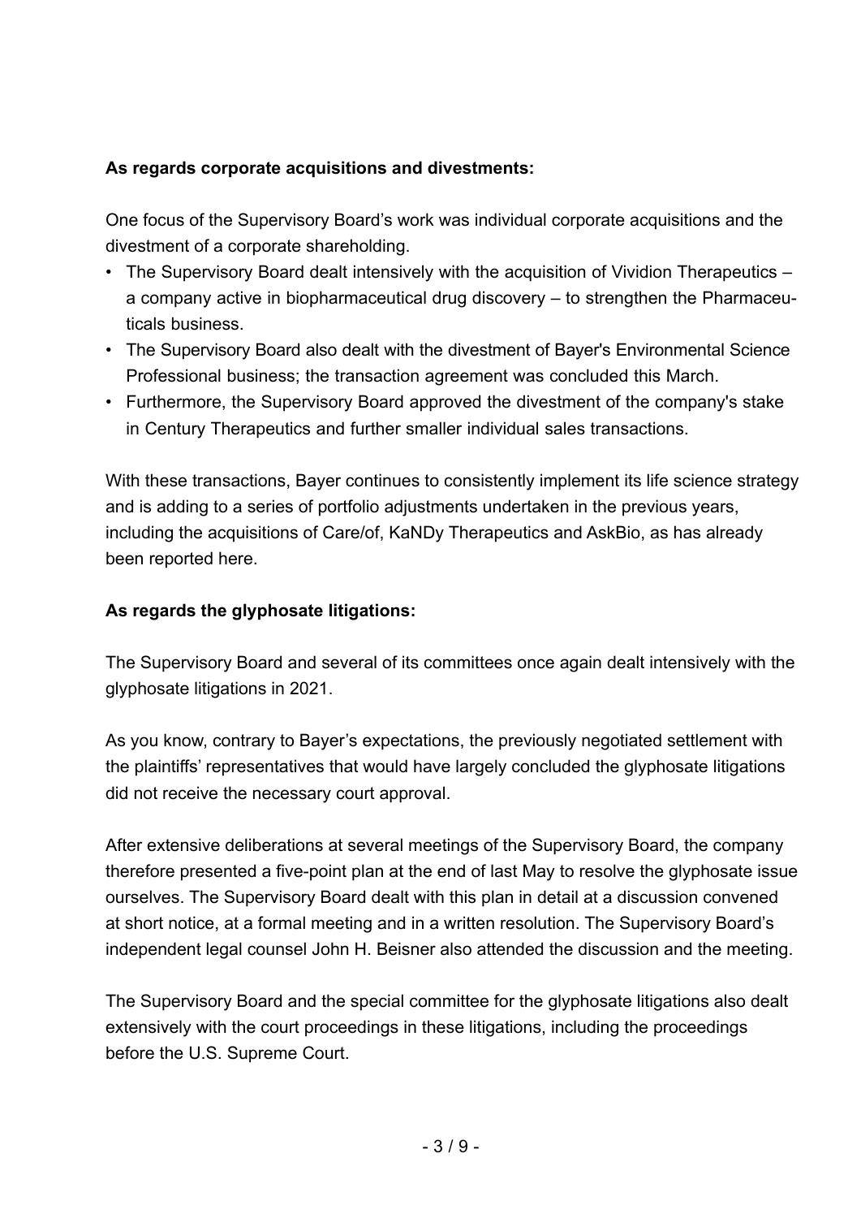**As regards corporate acquisitions and divestments:**

One focus of the Supervisory Board's work was individual corporate acquisitions and the divestment of a corporate shareholding.

- The Supervisory Board dealt intensively with the acquisition of Vividion Therapeutics – a company active in biopharmaceutical drug discovery – to strengthen the Pharmaceuticals business.
- The Supervisory Board also dealt with the divestment of Bayer's Environmental Science Professional business; the transaction agreement was concluded this March.
- Furthermore, the Supervisory Board approved the divestment of the company's stake in Century Therapeutics and further smaller individual sales transactions.

With these transactions, Bayer continues to consistently implement its life science strategy and is adding to a series of portfolio adjustments undertaken in the previous years, including the acquisitions of Care/of, KaNDy Therapeutics and AskBio, as has already been reported here.

**As regards the glyphosate litigations:**

The Supervisory Board and several of its committees once again dealt intensively with the glyphosate litigations in 2021.

As you know, contrary to Bayer's expectations, the previously negotiated settlement with the plaintiffs' representatives that would have largely concluded the glyphosate litigations did not receive the necessary court approval.

After extensive deliberations at several meetings of the Supervisory Board, the company therefore presented a five-point plan at the end of last May to resolve the glyphosate issue ourselves. The Supervisory Board dealt with this plan in detail at a discussion convened at short notice, at a formal meeting and in a written resolution. The Supervisory Board's independent legal counsel John H. Beisner also attended the discussion and the meeting.

The Supervisory Board and the special committee for the glyphosate litigations also dealt extensively with the court proceedings in these litigations, including the proceedings before the U.S. Supreme Court.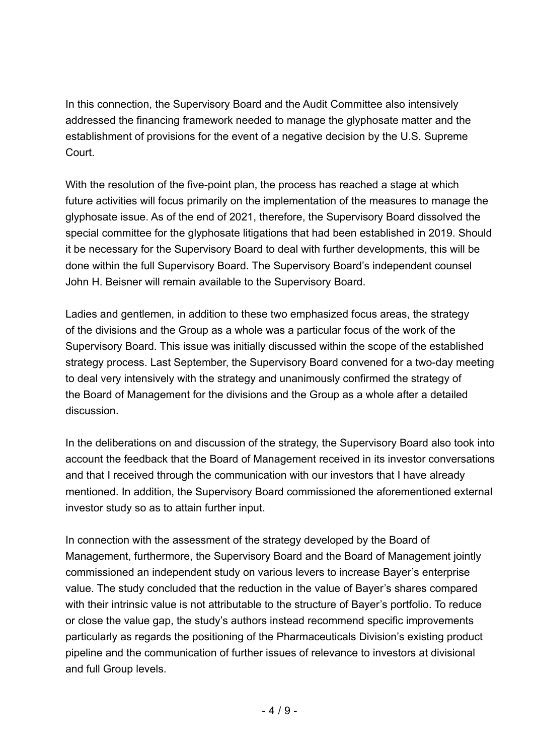In this connection, the Supervisory Board and the Audit Committee also intensively addressed the financing framework needed to manage the glyphosate matter and the establishment of provisions for the event of a negative decision by the U.S. Supreme Court.

With the resolution of the five-point plan, the process has reached a stage at which future activities will focus primarily on the implementation of the measures to manage the glyphosate issue. As of the end of 2021, therefore, the Supervisory Board dissolved the special committee for the glyphosate litigations that had been established in 2019. Should it be necessary for the Supervisory Board to deal with further developments, this will be done within the full Supervisory Board. The Supervisory Board's independent counsel John H. Beisner will remain available to the Supervisory Board.

Ladies and gentlemen, in addition to these two emphasized focus areas, the strategy of the divisions and the Group as a whole was a particular focus of the work of the Supervisory Board. This issue was initially discussed within the scope of the established strategy process. Last September, the Supervisory Board convened for a two-day meeting to deal very intensively with the strategy and unanimously confirmed the strategy of the Board of Management for the divisions and the Group as a whole after a detailed discussion.

In the deliberations on and discussion of the strategy, the Supervisory Board also took into account the feedback that the Board of Management received in its investor conversations and that I received through the communication with our investors that I have already mentioned. In addition, the Supervisory Board commissioned the aforementioned external investor study so as to attain further input.

In connection with the assessment of the strategy developed by the Board of Management, furthermore, the Supervisory Board and the Board of Management jointly commissioned an independent study on various levers to increase Bayer's enterprise value. The study concluded that the reduction in the value of Bayer's shares compared with their intrinsic value is not attributable to the structure of Bayer's portfolio. To reduce or close the value gap, the study's authors instead recommend specific improvements particularly as regards the positioning of the Pharmaceuticals Division's existing product pipeline and the communication of further issues of relevance to investors at divisional and full Group levels.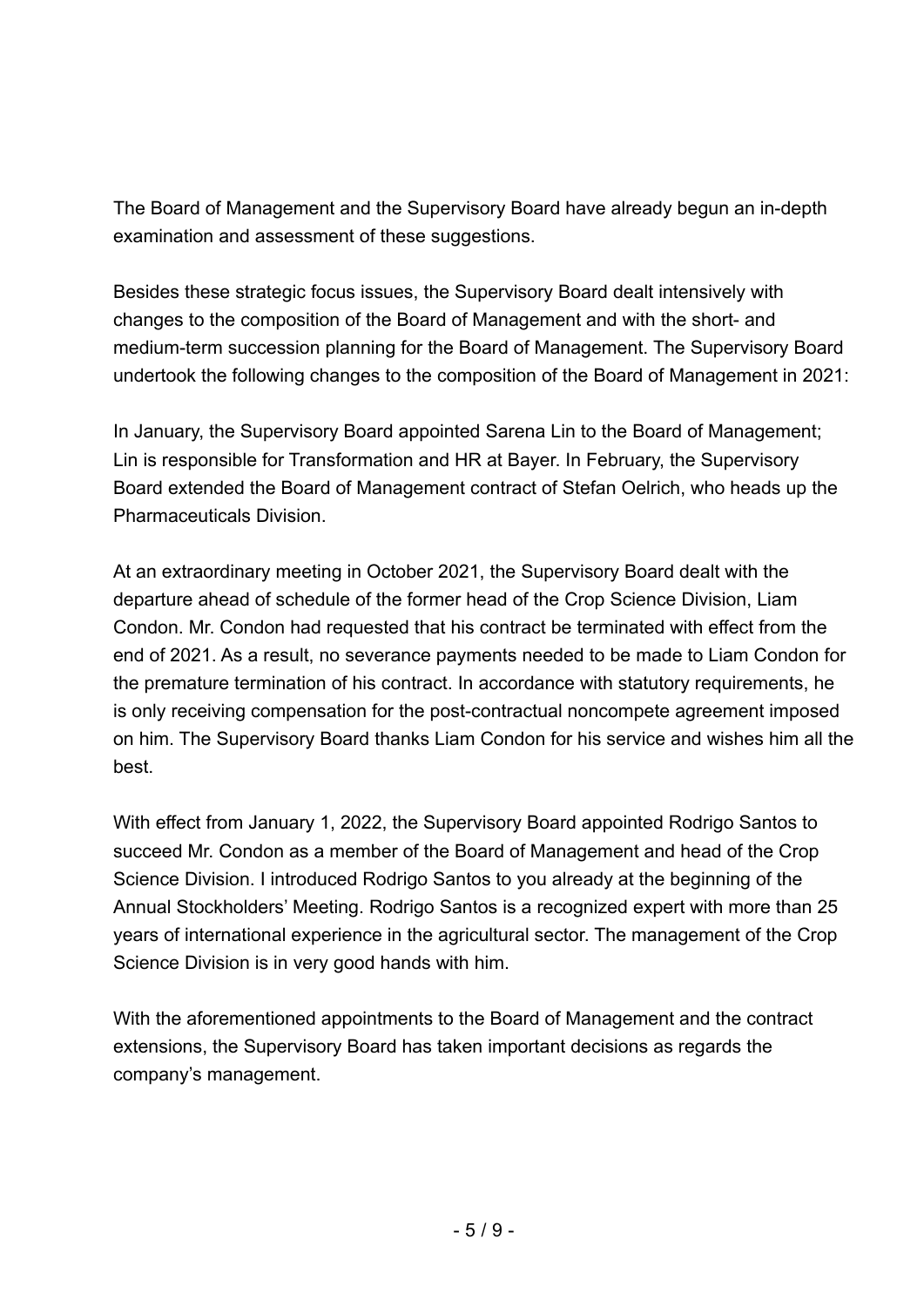The Board of Management and the Supervisory Board have already begun an in-depth examination and assessment of these suggestions.

Besides these strategic focus issues, the Supervisory Board dealt intensively with changes to the composition of the Board of Management and with the short- and medium-term succession planning for the Board of Management. The Supervisory Board undertook the following changes to the composition of the Board of Management in 2021:

In January, the Supervisory Board appointed Sarena Lin to the Board of Management; Lin is responsible for Transformation and HR at Bayer. In February, the Supervisory Board extended the Board of Management contract of Stefan Oelrich, who heads up the Pharmaceuticals Division.

At an extraordinary meeting in October 2021, the Supervisory Board dealt with the departure ahead of schedule of the former head of the Crop Science Division, Liam Condon. Mr. Condon had requested that his contract be terminated with effect from the end of 2021. As a result, no severance payments needed to be made to Liam Condon for the premature termination of his contract. In accordance with statutory requirements, he is only receiving compensation for the post-contractual noncompete agreement imposed on him. The Supervisory Board thanks Liam Condon for his service and wishes him all the best.

With effect from January 1, 2022, the Supervisory Board appointed Rodrigo Santos to succeed Mr. Condon as a member of the Board of Management and head of the Crop Science Division. I introduced Rodrigo Santos to you already at the beginning of the Annual Stockholders' Meeting. Rodrigo Santos is a recognized expert with more than 25 years of international experience in the agricultural sector. The management of the Crop Science Division is in very good hands with him.

With the aforementioned appointments to the Board of Management and the contract extensions, the Supervisory Board has taken important decisions as regards the company's management.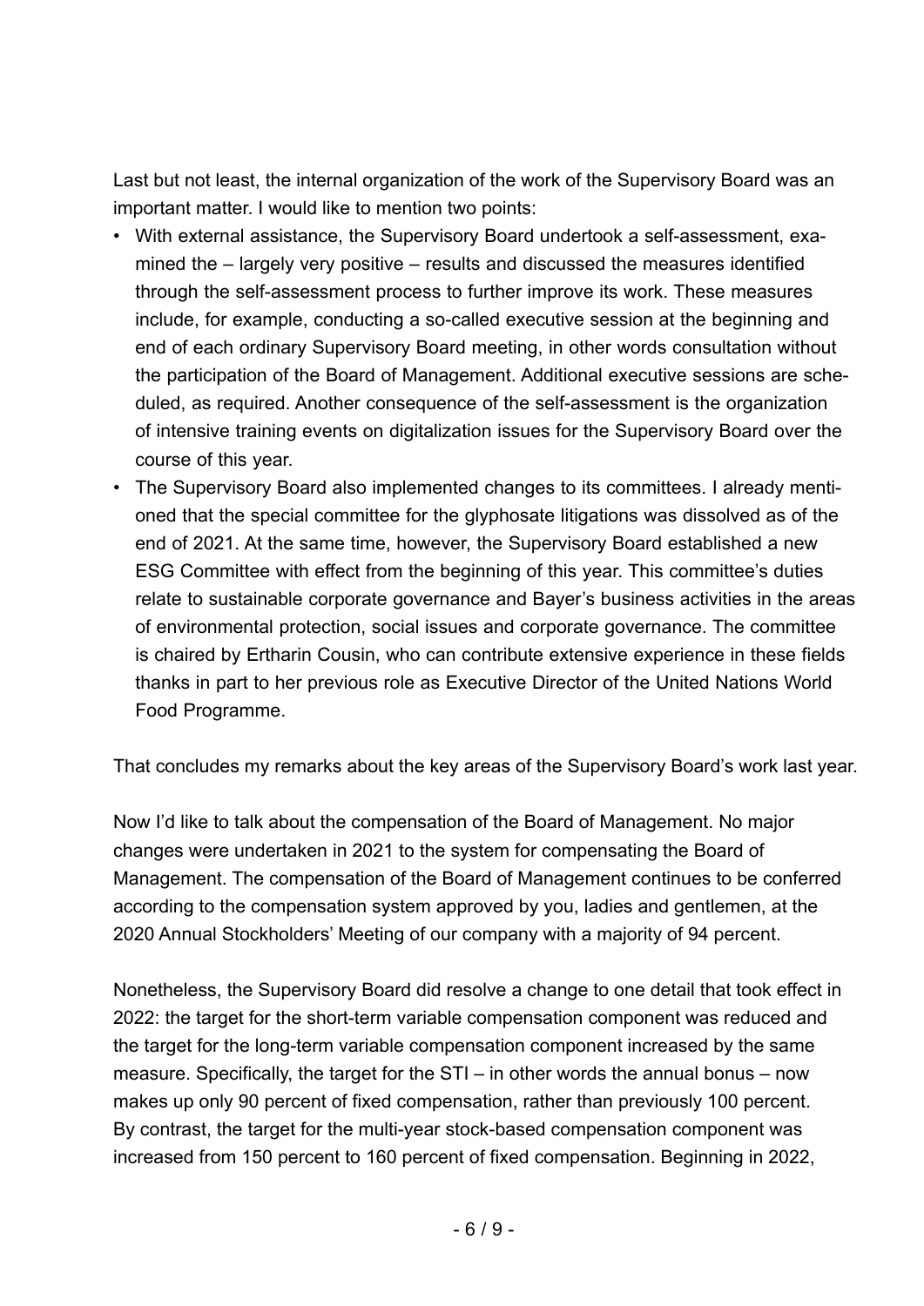Last but not least, the internal organization of the work of the Supervisory Board was an important matter. I would like to mention two points:

- With external assistance, the Supervisory Board undertook a self-assessment, examined the – largely very positive – results and discussed the measures identified through the self-assessment process to further improve its work. These measures include, for example, conducting a so-called executive session at the beginning and end of each ordinary Supervisory Board meeting, in other words consultation without the participation of the Board of Management. Additional executive sessions are scheduled, as required. Another consequence of the self-assessment is the organization of intensive training events on digitalization issues for the Supervisory Board over the course of this year.
- The Supervisory Board also implemented changes to its committees. I already mentioned that the special committee for the glyphosate litigations was dissolved as of the end of 2021. At the same time, however, the Supervisory Board established a new ESG Committee with effect from the beginning of this year. This committee's duties relate to sustainable corporate governance and Bayer's business activities in the areas of environmental protection, social issues and corporate governance. The committee is chaired by Ertharin Cousin, who can contribute extensive experience in these fields thanks in part to her previous role as Executive Director of the United Nations World Food Programme.

That concludes my remarks about the key areas of the Supervisory Board's work last year.

Now I'd like to talk about the compensation of the Board of Management. No major changes were undertaken in 2021 to the system for compensating the Board of Management. The compensation of the Board of Management continues to be conferred according to the compensation system approved by you, ladies and gentlemen, at the 2020 Annual Stockholders' Meeting of our company with a majority of 94 percent.

Nonetheless, the Supervisory Board did resolve a change to one detail that took effect in 2022: the target for the short-term variable compensation component was reduced and the target for the long-term variable compensation component increased by the same measure. Specifically, the target for the STI – in other words the annual bonus – now makes up only 90 percent of fixed compensation, rather than previously 100 percent. By contrast, the target for the multi-year stock-based compensation component was increased from 150 percent to 160 percent of fixed compensation. Beginning in 2022,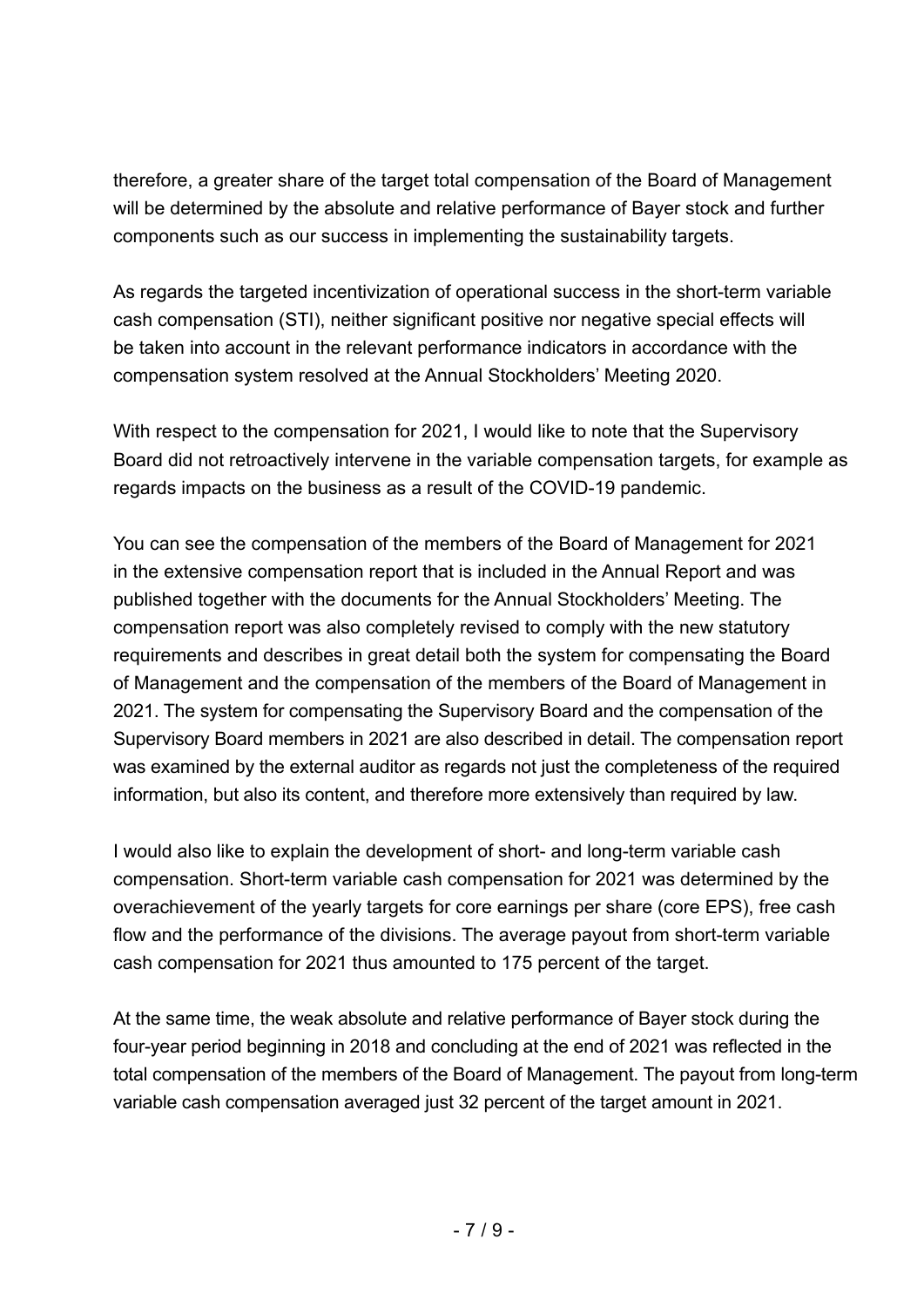therefore, a greater share of the target total compensation of the Board of Management will be determined by the absolute and relative performance of Bayer stock and further components such as our success in implementing the sustainability targets.

As regards the targeted incentivization of operational success in the short-term variable cash compensation (STI), neither significant positive nor negative special effects will be taken into account in the relevant performance indicators in accordance with the compensation system resolved at the Annual Stockholders' Meeting 2020.

With respect to the compensation for 2021, I would like to note that the Supervisory Board did not retroactively intervene in the variable compensation targets, for example as regards impacts on the business as a result of the COVID-19 pandemic.

You can see the compensation of the members of the Board of Management for 2021 in the extensive compensation report that is included in the Annual Report and was published together with the documents for the Annual Stockholders' Meeting. The compensation report was also completely revised to comply with the new statutory requirements and describes in great detail both the system for compensating the Board of Management and the compensation of the members of the Board of Management in 2021. The system for compensating the Supervisory Board and the compensation of the Supervisory Board members in 2021 are also described in detail. The compensation report was examined by the external auditor as regards not just the completeness of the required information, but also its content, and therefore more extensively than required by law.

I would also like to explain the development of short- and long-term variable cash compensation. Short-term variable cash compensation for 2021 was determined by the overachievement of the yearly targets for core earnings per share (core EPS), free cash flow and the performance of the divisions. The average payout from short-term variable cash compensation for 2021 thus amounted to 175 percent of the target.

At the same time, the weak absolute and relative performance of Bayer stock during the four-year period beginning in 2018 and concluding at the end of 2021 was reflected in the total compensation of the members of the Board of Management. The payout from long-term variable cash compensation averaged just 32 percent of the target amount in 2021.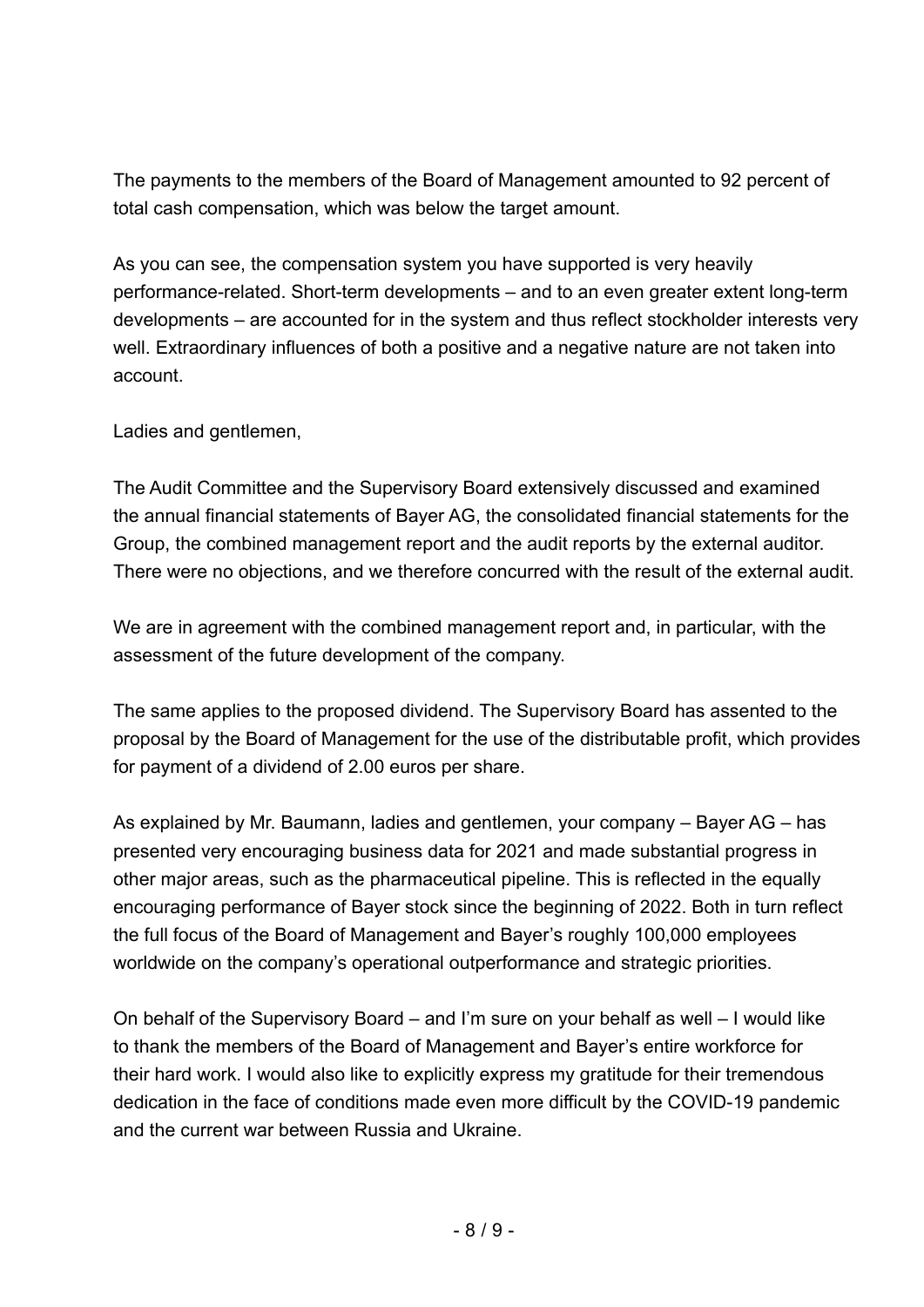The payments to the members of the Board of Management amounted to 92 percent of total cash compensation, which was below the target amount.

As you can see, the compensation system you have supported is very heavily performance-related. Short-term developments – and to an even greater extent long-term developments – are accounted for in the system and thus reflect stockholder interests very well. Extraordinary influences of both a positive and a negative nature are not taken into account.

Ladies and gentlemen,

The Audit Committee and the Supervisory Board extensively discussed and examined the annual financial statements of Bayer AG, the consolidated financial statements for the Group, the combined management report and the audit reports by the external auditor. There were no objections, and we therefore concurred with the result of the external audit.

We are in agreement with the combined management report and, in particular, with the assessment of the future development of the company.

The same applies to the proposed dividend. The Supervisory Board has assented to the proposal by the Board of Management for the use of the distributable profit, which provides for payment of a dividend of 2.00 euros per share.

As explained by Mr. Baumann, ladies and gentlemen, your company – Bayer AG – has presented very encouraging business data for 2021 and made substantial progress in other major areas, such as the pharmaceutical pipeline. This is reflected in the equally encouraging performance of Bayer stock since the beginning of 2022. Both in turn reflect the full focus of the Board of Management and Bayer's roughly 100,000 employees worldwide on the company's operational outperformance and strategic priorities.

On behalf of the Supervisory Board – and I'm sure on your behalf as well – I would like to thank the members of the Board of Management and Bayer's entire workforce for their hard work. I would also like to explicitly express my gratitude for their tremendous dedication in the face of conditions made even more difficult by the COVID-19 pandemic and the current war between Russia and Ukraine.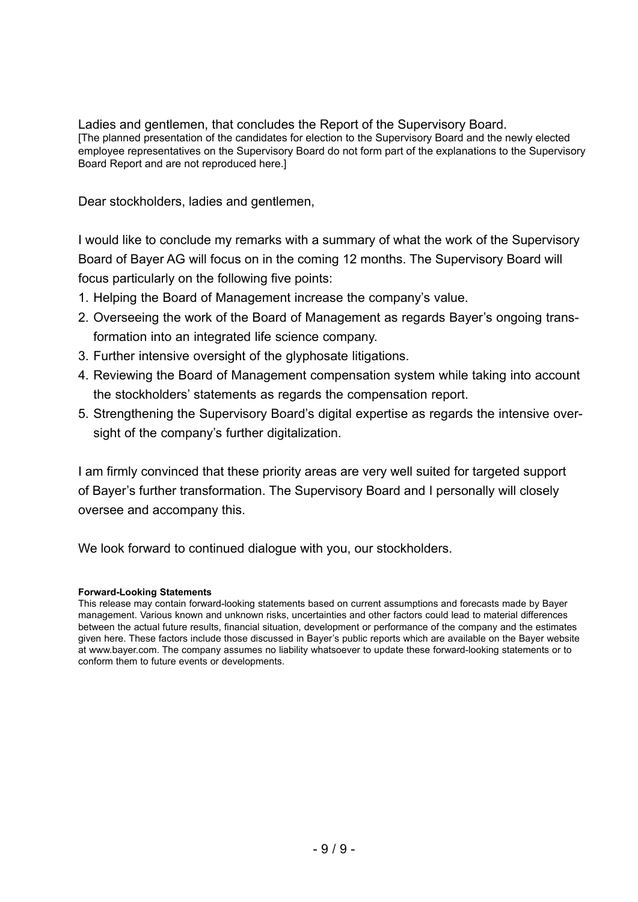Ladies and gentlemen, that concludes the Report of the Supervisory Board.
[The planned presentation of the candidates for election to the Supervisory Board and the newly elected employee representatives on the Supervisory Board do not form part of the explanations to the Supervisory Board Report and are not reproduced here.]

Dear stockholders, ladies and gentlemen,

I would like to conclude my remarks with a summary of what the work of the Supervisory Board of Bayer AG will focus on in the coming 12 months. The Supervisory Board will focus particularly on the following five points:

1. Helping the Board of Management increase the company's value.
2. Overseeing the work of the Board of Management as regards Bayer's ongoing transformation into an integrated life science company.
3. Further intensive oversight of the glyphosate litigations.
4. Reviewing the Board of Management compensation system while taking into account the stockholders' statements as regards the compensation report.
5. Strengthening the Supervisory Board's digital expertise as regards the intensive oversight of the company's further digitalization.

I am firmly convinced that these priority areas are very well suited for targeted support of Bayer's further transformation. The Supervisory Board and I personally will closely oversee and accompany this.

We look forward to continued dialogue with you, our stockholders.

**Forward-Looking Statements**

This release may contain forward-looking statements based on current assumptions and forecasts made by Bayer management. Various known and unknown risks, uncertainties and other factors could lead to material differences between the actual future results, financial situation, development or performance of the company and the estimates given here. These factors include those discussed in Bayer's public reports which are available on the Bayer website at www.bayer.com. The company assumes no liability whatsoever to update these forward-looking statements or to conform them to future events or developments.